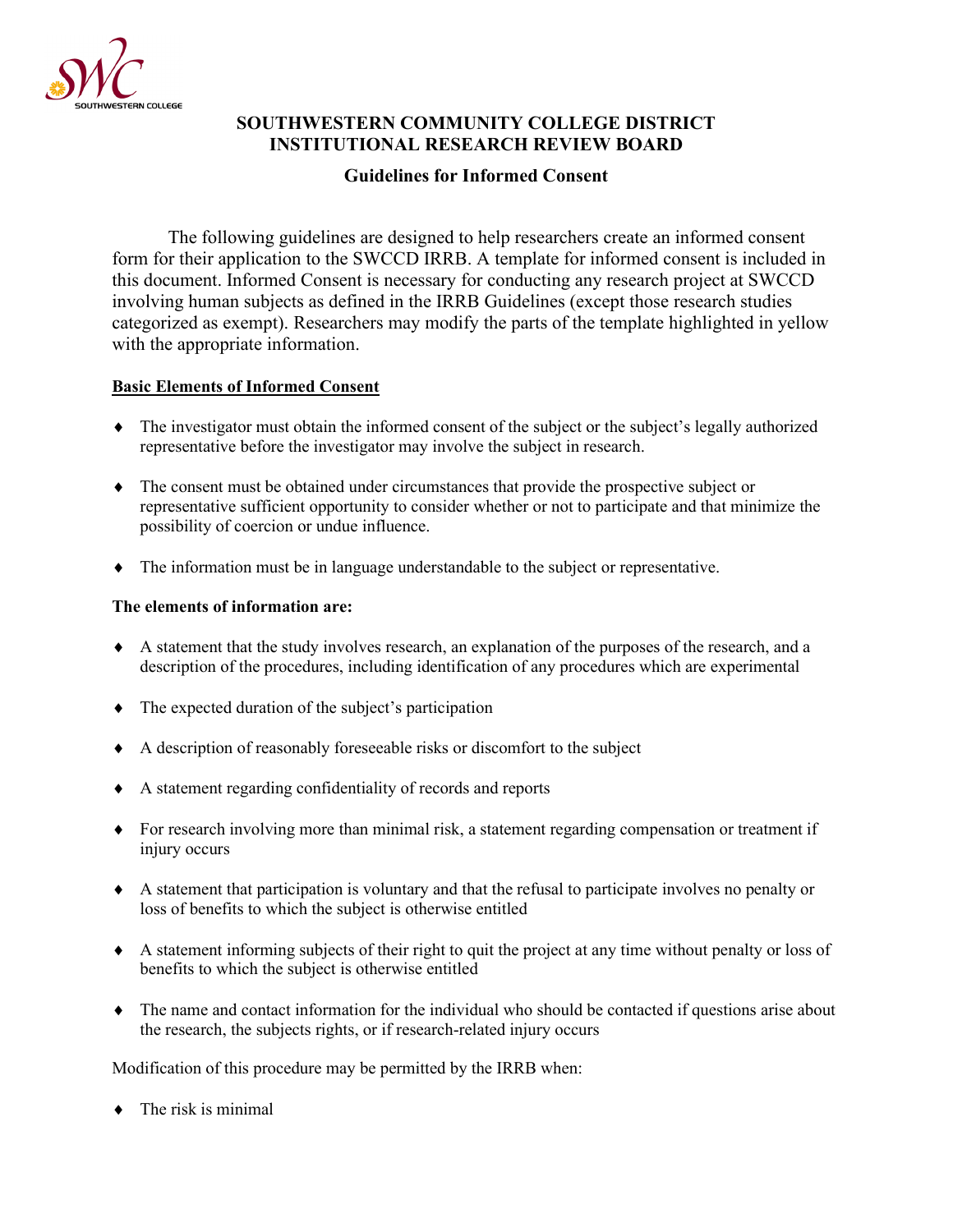# SOUTHWESTERN COMMUNITY COLLEGE DISTRICT INSTITUTIONAL RESEARCH REVIEW BOARD

## Guidelines for Informed Consent

The following guidelines are designed to help researchers create an informed consent form for their application to the SWCCD IRRB. A template for informed consent is included in this document. Informed Consent is necessary for conducting any research project at SWCCD involving human subjects as defined in the IRRB Guidelines (except those research studies categorized as exempt). Researchers may modify the parts of the template highlighted in yellow with the appropriate information.

**Basic Elements of Informed Consent**

- The investigator must obtain the informed consent of the subject or the subject's legally authorized representative before the investigator may involve the subject in research.
- The consent must be obtained under circumstances that provide the prospective subject or representative sufficient opportunity to consider whether or not to participate and that minimize the possibility of coercion or undue influence.
- The information must be in language understandable to the subject or representative.

**The elements of information are:**

- A statement that the study involves research, an explanation of the purposes of the research, and a description of the procedures, including identification of any procedures which are experimental
- The expected duration of the subject's participation
- A description of reasonably foreseeable risks or discomfort to the subject
- A statement regarding confidentiality of records and reports
- For research involving more than minimal risk, a statement regarding compensation or treatment if injury occurs
- A statement that participation is voluntary and that the refusal to participate involves no penalty or loss of benefits to which the subject is otherwise entitled
- A statement informing subjects of their right to quit the project at any time without penalty or loss of benefits to which the subject is otherwise entitled
- The name and contact information for the individual who should be contacted if questions arise about the research, the subjects rights, or if research-related injury occurs

Modification of this procedure may be permitted by the IRRB when:

- The risk is minimal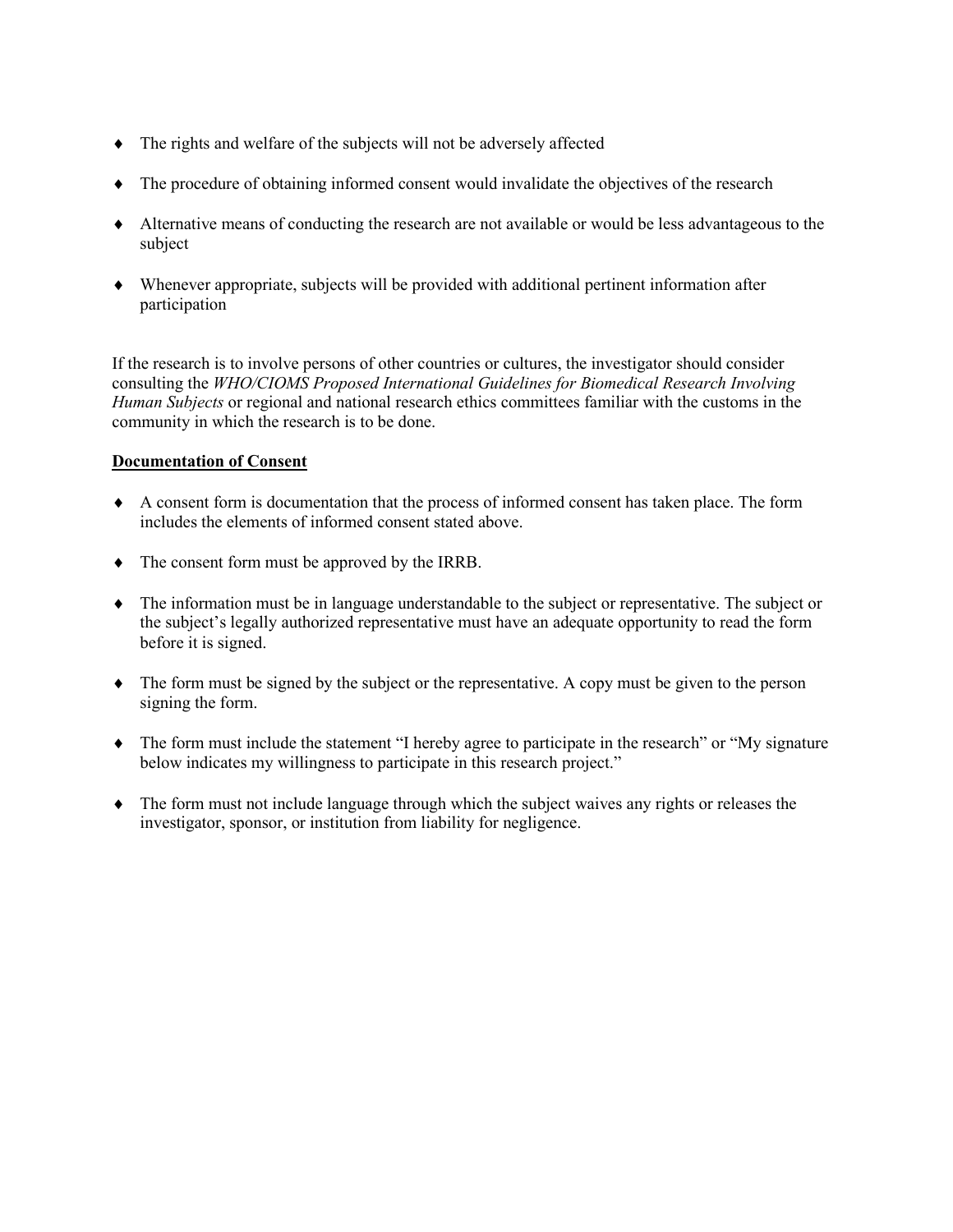- The rights and welfare of the subjects will not be adversely affected
- The procedure of obtaining informed consent would invalidate the objectives of the research
- Alternative means of conducting the research are not available or would be less advantageous to the subject
- Whenever appropriate, subjects will be provided with additional pertinent information after participation

If the research is to involve persons of other countries or cultures, the investigator should consider consulting the *WHO/CIOMS Proposed International Guidelines for Biomedical Research Involving Human Subjects* or regional and national research ethics committees familiar with the customs in the community in which the research is to be done.

**Documentation of Consent**

- A consent form is documentation that the process of informed consent has taken place. The form includes the elements of informed consent stated above.
- The consent form must be approved by the IRRB.
- The information must be in language understandable to the subject or representative. The subject or the subject's legally authorized representative must have an adequate opportunity to read the form before it is signed.
- The form must be signed by the subject or the representative. A copy must be given to the person signing the form.
- The form must include the statement "I hereby agree to participate in the research" or "My signature below indicates my willingness to participate in this research project."
- The form must not include language through which the subject waives any rights or releases the investigator, sponsor, or institution from liability for negligence.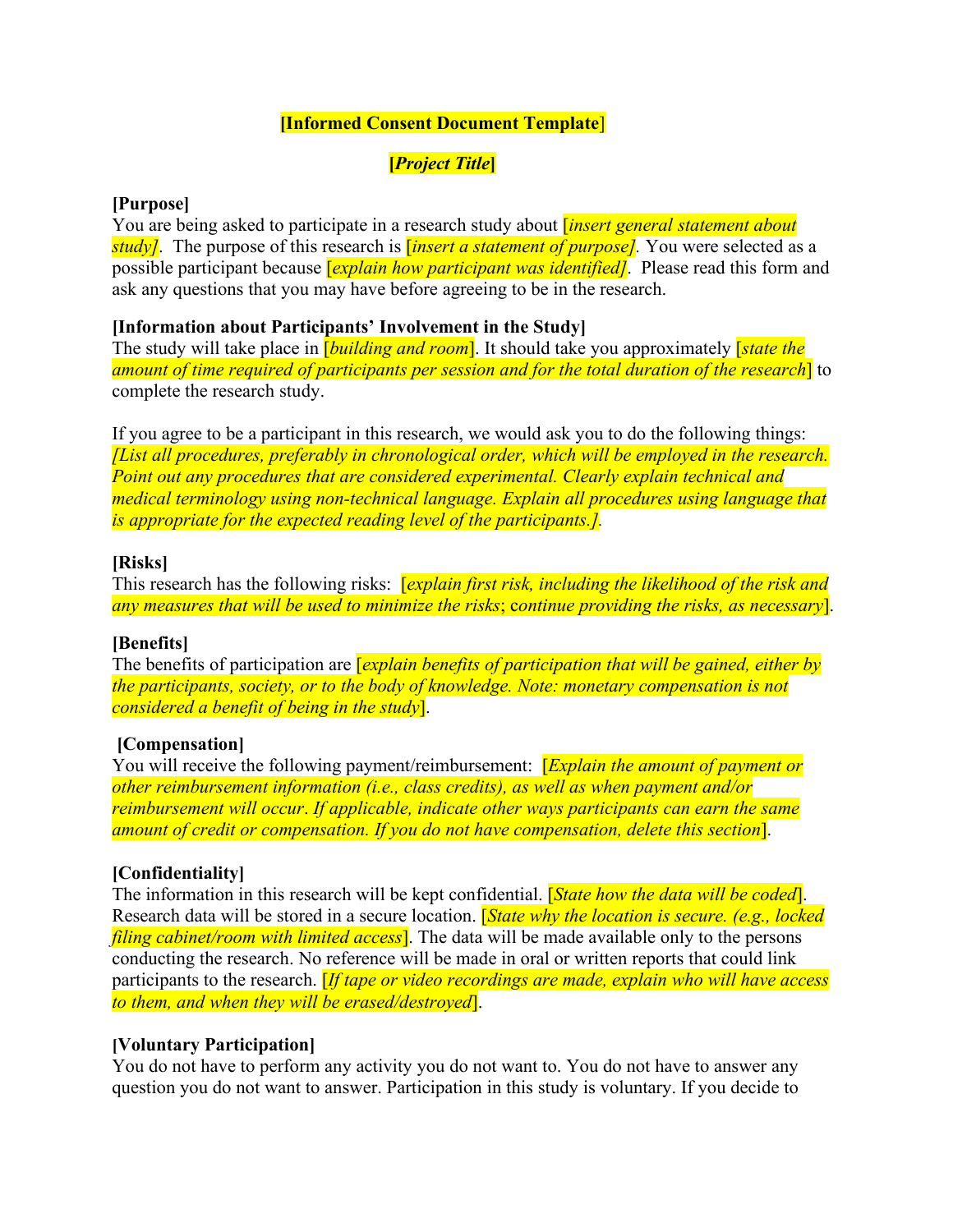**[Informed Consent Document Template]**

***[Project Title]***

**[Purpose]**

You are being asked to participate in a research study about [*insert general statement about study]*. The purpose of this research is [*insert a statement of purpose]*. You were selected as a possible participant because [*explain how participant was identified]*. Please read this form and ask any questions that you may have before agreeing to be in the research.

**[Information about Participants' Involvement in the Study]**

The study will take place in [*building and room*]. It should take you approximately [*state the amount of time required of participants per session and for the total duration of the research*] to complete the research study.

If you agree to be a participant in this research, we would ask you to do the following things: *[List all procedures, preferably in chronological order, which will be employed in the research. Point out any procedures that are considered experimental. Clearly explain technical and medical terminology using non-technical language. Explain all procedures using language that is appropriate for the expected reading level of the participants.]*.

**[Risks]**

This research has the following risks: [*explain first risk, including the likelihood of the risk and any measures that will be used to minimize the risks*; *continue providing the risks, as necessary*].

**[Benefits]**

The benefits of participation are [*explain benefits of participation that will be gained, either by the participants, society, or to the body of knowledge. Note: monetary compensation is not considered a benefit of being in the study*].

**[Compensation]**

You will receive the following payment/reimbursement: [*Explain the amount of payment or other reimbursement information (i.e., class credits), as well as when payment and/or reimbursement will occur*. *If applicable, indicate other ways participants can earn the same amount of credit or compensation. If you do not have compensation, delete this section*].

**[Confidentiality]**

The information in this research will be kept confidential. [*State how the data will be coded*]. Research data will be stored in a secure location. [*State why the location is secure. (e.g., locked filing cabinet/room with limited access*]. The data will be made available only to the persons conducting the research. No reference will be made in oral or written reports that could link participants to the research. [*If tape or video recordings are made, explain who will have access to them, and when they will be erased/destroyed*].

**[Voluntary Participation]**

You do not have to perform any activity you do not want to. You do not have to answer any question you do not want to answer. Participation in this study is voluntary. If you decide to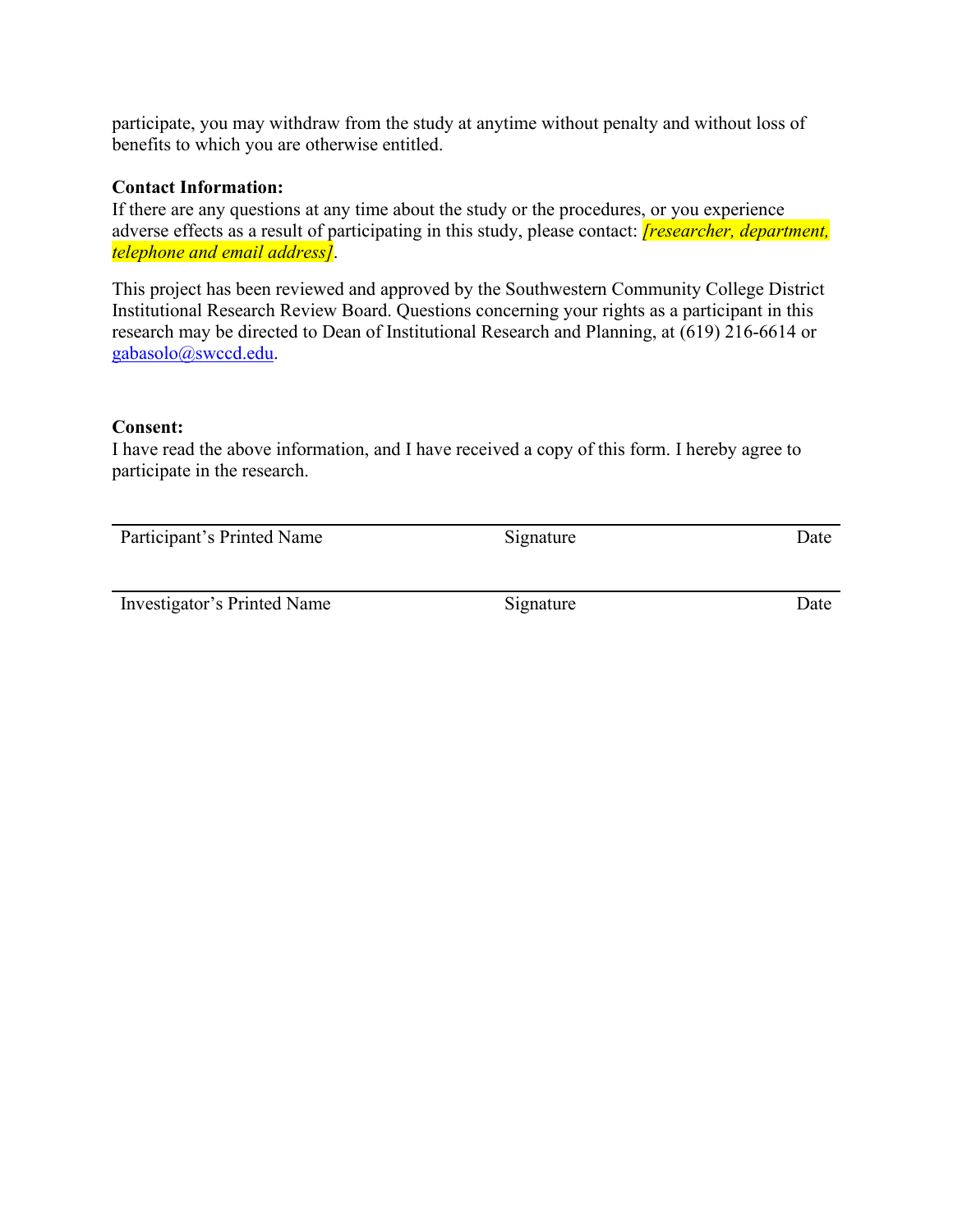participate, you may withdraw from the study at anytime without penalty and without loss of benefits to which you are otherwise entitled.

**Contact Information:**
If there are any questions at any time about the study or the procedures, or you experience adverse effects as a result of participating in this study, please contact: *[researcher, department, telephone and email address]*.

This project has been reviewed and approved by the Southwestern Community College District Institutional Research Review Board. Questions concerning your rights as a participant in this research may be directed to Dean of Institutional Research and Planning, at (619) 216-6614 or gabasolo@swccd.edu.

**Consent:**
I have read the above information, and I have received a copy of this form. I hereby agree to participate in the research.

| | | |
|---|---|---|
| Participant's Printed Name | Signature | Date |
| Investigator's Printed Name | Signature | Date |